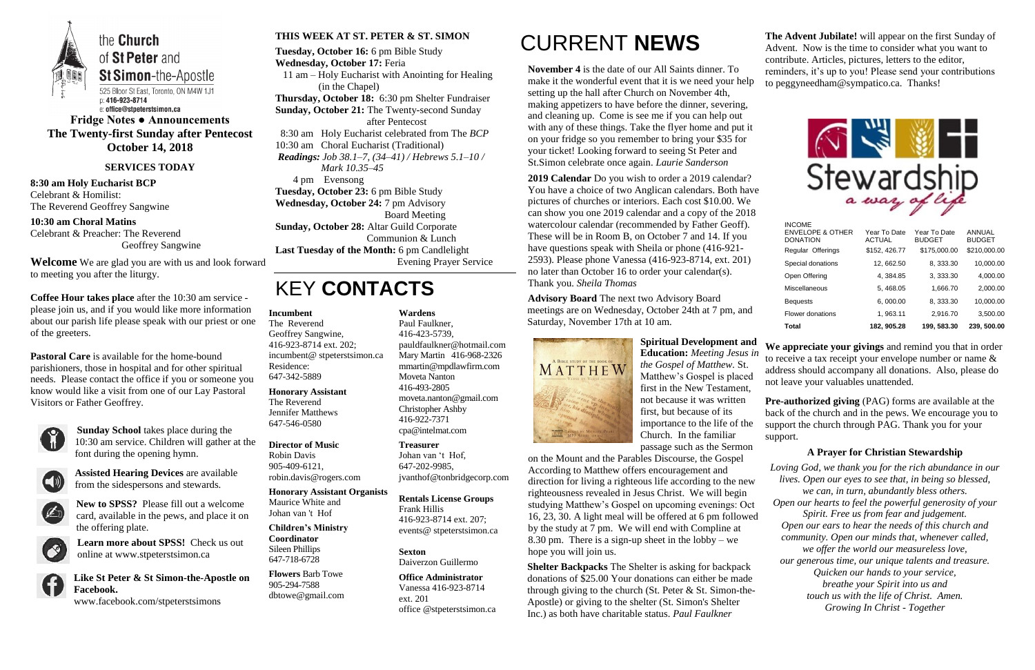the **Church** of **St Peter** and **St Simon**-the-Apostle

525 Bloor St East, Toronto, ON M4W 1J1
p: 416-923-8714
e: office@stpeterstsimon.ca

**Fridge Notes ● Announcements**
**The Twenty-first Sunday after Pentecost**
**October 14, 2018**

## SERVICES TODAY

**8:30 am Holy Eucharist BCP**
Celebrant & Homilist:
The Reverend Geoffrey Sangwine

**10:30 am Choral Matins**
Celebrant & Preacher: The Reverend Geoffrey Sangwine

**Welcome** We are glad you are with us and look forward to meeting you after the liturgy.

**Coffee Hour takes place** after the 10:30 am service - please join us, and if you would like more information about our parish life please speak with our priest or one of the greeters.

**Pastoral Care** is available for the home-bound parishioners, those in hospital and for other spiritual needs. Please contact the office if you or someone you know would like a visit from one of our Lay Pastoral Visitors or Father Geoffrey.

**Sunday School** takes place during the 10:30 am service. Children will gather at the font during the opening hymn.

**Assisted Hearing Devices** are available from the sidespersons and stewards.

**New to SPSS?** Please fill out a welcome card, available in the pews, and place it on the offering plate.

**Learn more about SPSS!** Check us out online at www.stpeterstsimon.ca

**Like St Peter & St Simon-the-Apostle on Facebook.**
www.facebook.com/stpeterstsimons

## THIS WEEK AT ST. PETER & ST. SIMON

**Tuesday, October 16:** 6 pm Bible Study
**Wednesday, October 17:** Feria
11 am – Holy Eucharist with Anointing for Healing (in the Chapel)
**Thursday, October 18:** 6:30 pm Shelter Fundraiser
**Sunday, October 21:** The Twenty-second Sunday after Pentecost
8:30 am Holy Eucharist celebrated from The *BCP*
10:30 am Choral Eucharist (Traditional)
*Readings: Job 38.1–7, (34–41) / Hebrews 5.1–10 / Mark 10.35–45*
4 pm Evensong
**Tuesday, October 23:** 6 pm Bible Study
**Wednesday, October 24:** 7 pm Advisory Board Meeting
**Sunday, October 28:** Altar Guild Corporate Communion & Lunch
**Last Tuesday of the Month:** 6 pm Candlelight Evening Prayer Service

# KEY CONTACTS

**Incumbent**
The Reverend Geoffrey Sangwine, 416-923-8714 ext. 202; incumbent@ stpeterstsimon.ca
Residence: 647-342-5889

**Honorary Assistant**
The Reverend Jennifer Matthews
647-546-0580

**Director of Music**
Robin Davis
905-409-6121, robin.davis@rogers.com

**Honorary Assistant Organists**
Maurice White and Johan van 't Hof

**Children's Ministry Coordinator**
Sileen Phillips
647-718-6728

**Flowers** Barb Towe
905-294-7588
dbtowe@gmail.com

**Wardens**
Paul Faulkner, 416-423-5739, pauldfaulkner@hotmail.com
Mary Martin 416-968-2326 mmartin@mpdlawfirm.com
Moveta Nanton 416-493-2805 moveta.nanton@gmail.com
Christopher Ashby 416-922-7371 cpa@intelmat.com

**Treasurer**
Johan van 't Hof, 647-202-9985, jvanthof@tonbridgecorp.com

**Rentals License Groups**
Frank Hillis
416-923-8714 ext. 207; events@ stpeterstsimon.ca

**Sexton**
Daiverzon Guillermo

**Office Administrator**
Vanessa 416-923-8714 ext. 201
office @stpeterstsimon.ca

# CURRENT NEWS

**November 4** is the date of our All Saints dinner. To make it the wonderful event that it is we need your help setting up the hall after Church on November 4th, making appetizers to have before the dinner, severing, and cleaning up. Come is see me if you can help out with any of these things. Take the flyer home and put it on your fridge so you remember to bring your $35 for your ticket! Looking forward to seeing St Peter and St.Simon celebrate once again. *Laurie Sanderson*

**2019 Calendar** Do you wish to order a 2019 calendar? You have a choice of two Anglican calendars. Both have pictures of churches or interiors. Each cost $10.00. We can show you one 2019 calendar and a copy of the 2018 watercolour calendar (recommended by Father Geoff). These will be in Room B, on October 7 and 14. If you have questions speak with Sheila or phone (416-921-2593). Please phone Vanessa (416-923-8714, ext. 201) no later than October 16 to order your calendar(s). Thank you. *Sheila Thomas*

**Advisory Board** The next two Advisory Board meetings are on Wednesday, October 24th at 7 pm, and Saturday, November 17th at 10 am.

**Spiritual Development and Education:** *Meeting Jesus in the Gospel of Matthew*. St. Matthew's Gospel is placed first in the New Testament, not because it was written first, but because of its importance to the life of the Church. In the familiar passage such as the Sermon on the Mount and the Parables Discourse, the Gospel According to Matthew offers encouragement and direction for living a righteous life according to the new righteousness revealed in Jesus Christ. We will begin studying Matthew's Gospel on upcoming evenings: Oct 16, 23, 30. A light meal will be offered at 6 pm followed by the study at 7 pm. We will end with Compline at 8.30 pm. There is a sign-up sheet in the lobby – we hope you will join us.

**Shelter Backpacks** The Shelter is asking for backpack donations of $25.00 Your donations can either be made through giving to the church (St. Peter & St. Simon-the-Apostle) or giving to the shelter (St. Simon's Shelter Inc.) as both have charitable status. *Paul Faulkner*

**The Advent Jubilate!** will appear on the first Sunday of Advent. Now is the time to consider what you want to contribute. Articles, pictures, letters to the editor, reminders, it's up to you! Please send your contributions to peggyneedham@sympatico.ca. Thanks!

Stewardship *a way of life*

| INCOME ENVELOPE & OTHER DONATION | Year To Date ACTUAL | Year To Date BUDGET | ANNUAL BUDGET |
|---|---|---|---|
| Regular Offerings | $152, 426.77 | $175,000.00 | $210,000.00 |
| Special donations | 12, 662.50 | 8, 333.30 | 10,000.00 |
| Open Offering | 4, 384.85 | 3, 333.30 | 4,000.00 |
| Miscellaneous | 5, 468.05 | 1,666.70 | 2,000.00 |
| Bequests | 6, 000.00 | 8, 333.30 | 10,000.00 |
| Flower donations | 1, 963.11 | 2,916.70 | 3,500.00 |
| **Total** | **182, 905.28** | **199, 583.30** | **239, 500.00** |

**We appreciate your givings** and remind you that in order to receive a tax receipt your envelope number or name & address should accompany all donations. Also, please do not leave your valuables unattended.

**Pre-authorized giving** (PAG) forms are available at the back of the church and in the pews. We encourage you to support the church through PAG. Thank you for your support.

### A Prayer for Christian Stewardship

*Loving God, we thank you for the rich abundance in our lives. Open our eyes to see that, in being so blessed, we can, in turn, abundantly bless others.*
*Open our hearts to feel the powerful generosity of your Spirit. Free us from fear and judgement.*
*Open our ears to hear the needs of this church and community. Open our minds that, whenever called, we offer the world our measureless love, our generous time, our unique talents and treasure.*
*Quicken our hands to your service, breathe your Spirit into us and touch us with the life of Christ. Amen.*
*Growing In Christ - Together*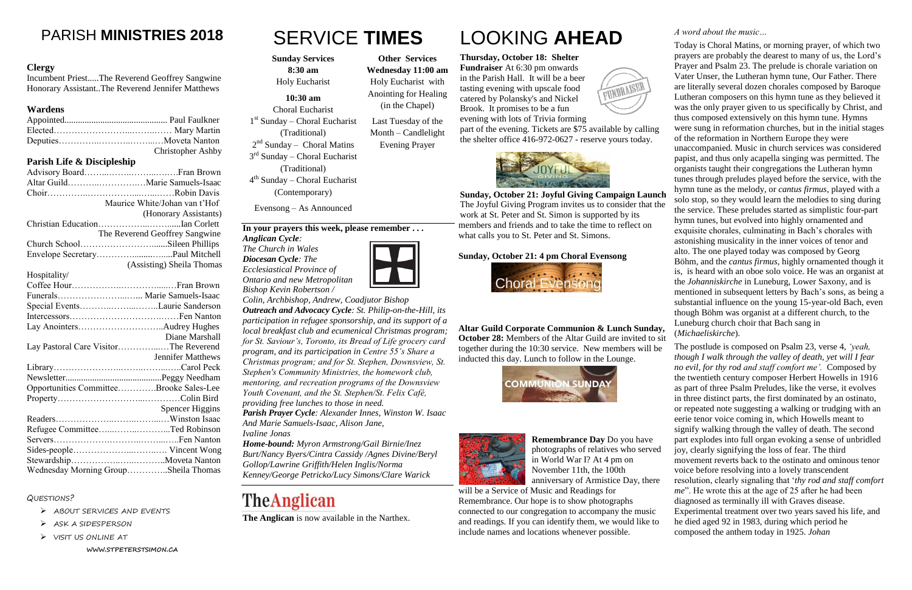# PARISH **MINISTRIES 2018**

### Clergy

Incumbent Priest.....The Reverend Geoffrey Sangwine
Honorary Assistant..The Reverend Jennifer Matthews

### Wardens

Appointed............................................. Paul Faulkner
Elected……………………..……..…… Mary Martin
Deputies…………..………..……...…Moveta Nanton
Christopher Ashby

### Parish Life & Discipleship

Advisory Board……...……...……...…….Fran Brown
Altar Guild………..……………Marie Samuels-Isaac
Choir…………..……………...…...……Robin Davis
Maurice White/Johan van t'Hof
(Honorary Assistants)
Christian Education……………...…….......Ian Corlett
The Reverend Geoffrey Sangwine
Church School……………………......Sileen Phillips
Envelope Secretary………..........…......Paul Mitchell
(Assisting) Sheila Thomas
Hospitality/
Coffee Hour……………..……………...…Fran Brown
Funerals………………….....….... Marie Samuels-Isaac
Special Events………..……..……..Laurie Sanderson
Intercessors………………………….……Fen Nanton
Lay Anointers………………………..Audrey Hughes
Diane Marshall
Lay Pastoral Care Visitor…………..….The Reverend
Jennifer Matthews
Library…………………..…….…….....….Carol Peck
Newsletter..........................................Peggy Needham
Opportunities Committee………….Brooke Sales-Lee
Property…………………………..……….Colin Bird
Spencer Higgins
Readers…………………..……..……..…Winston Isaac
Refugee Committee…...……..………...Ted Robinson
Servers…………………..……..………...…Fen Nanton
Sides-people………………...……...…. Vincent Wong
Stewardship…………….…..………..Moveta Nanton
Wednesday Morning Group…………..Sheila Thomas

*QUESTIONS?*

- ABOUT SERVICES AND EVENTS
- ASK A SIDESPERSON
- VISIT US ONLINE AT
  WWW.STPETERSTSIMON.CA

# SERVICE **TIMES**

**Sunday Services**

**8:30 am**
Holy Eucharist

**10:30 am**
Choral Eucharist
1st Sunday – Choral Eucharist (Traditional)
2nd Sunday – Choral Matins
3rd Sunday – Choral Eucharist (Traditional)
4th Sunday – Choral Eucharist (Contemporary)

Evensong – As Announced

**Other Services**

**Wednesday 11:00 am**
Holy Eucharist with Anointing for Healing (in the Chapel)

Last Tuesday of the Month – Candlelight Evening Prayer

**In your prayers this week, please remember . . .**

***Anglican Cycle:*** *The Church in Wales*
***Diocesan Cycle:*** *The Ecclesiastical Province of Ontario and new Metropolitan Bishop Kevin Robertson / Colin, Archbishop, Andrew, Coadjutor Bishop*
***Outreach and Advocacy Cycle:*** *St. Philip-on-the-Hill, its participation in refugee sponsorship, and its support of a local breakfast club and ecumenical Christmas program; for St. Saviour's, Toronto, its Bread of Life grocery card program, and its participation in Centre 55's Share a Christmas program; and for St. Stephen, Downsview, St. Stephen's Community Ministries, the homework club, mentoring, and recreation programs of the Downsview Youth Covenant, and the St. Stephen/St. Felix Café, providing free lunches to those in need.*
***Parish Prayer Cycle:*** *Alexander Innes, Winston W. Isaac And Marie Samuels-Isaac, Alison Jane, Ivaline Jonas*
***Home-bound:*** *Myron Armstrong/Gail Birnie/Inez Burt/Nancy Byers/Cintra Cassidy /Agnes Divine/Beryl Gollop/Lawrine Griffith/Helen Inglis/Norma Kenney/George Petricko/Lucy Simons/Clare Warick*

**TheAnglican**

**The Anglican** is now available in the Narthex.

# LOOKING **AHEAD**

**Thursday, October 18: Shelter Fundraiser** At 6:30 pm onwards in the Parish Hall. It will be a beer tasting evening with upscale food catered by Polansky's and Nickel Brook. It promises to be a fun evening with lots of Trivia forming part of the evening. Tickets are $75 available by calling the shelter office 416-972-0627 - reserve yours today.

**Sunday, October 21: Joyful Giving Campaign Launch** The Joyful Giving Program invites us to consider that the work at St. Peter and St. Simon is supported by its members and friends and to take the time to reflect on what calls you to St. Peter and St. Simons.

**Sunday, October 21: 4 pm Choral Evensong**

**Altar Guild Corporate Communion & Lunch Sunday, October 28:** Members of the Altar Guild are invited to sit together during the 10:30 service. New members will be inducted this day. Lunch to follow in the Lounge.

**Remembrance Day** Do you have photographs of relatives who served in World War I? At 4 pm on November 11th, the 100th anniversary of Armistice Day, there will be a Service of Music and Readings for Remembrance. Our hope is to show photographs connected to our congregation to accompany the music and readings. If you can identify them, we would like to include names and locations whenever possible.

*A word about the music…*

Today is Choral Matins, or morning prayer, of which two prayers are probably the dearest to many of us, the Lord's Prayer and Psalm 23. The prelude is chorale variation on Vater Unser, the Lutheran hymn tune, Our Father. There are literally several dozen chorales composed by Baroque Lutheran composers on this hymn tune as they believed it was the only prayer given to us specifically by Christ, and thus composed extensively on this hymn tune. Hymns were sung in reformation churches, but in the initial stages of the reformation in Northern Europe they were unaccompanied. Music in church services was considered papist, and thus only acapella singing was permitted. The organists taught their congregations the Lutheran hymn tunes through preludes played before the service, with the hymn tune as the melody, or *cantus firmus*, played with a solo stop, so they would learn the melodies to sing during the service. These preludes started as simplistic four-part hymn tunes, but evolved into highly ornamented and exquisite chorales, culminating in Bach's chorales with astonishing musicality in the inner voices of tenor and alto. The one played today was composed by Georg Böhm, and the *cantus firmus*, highly ornamented though it is, is heard with an oboe solo voice. He was an organist at the *Johanniskirche* in Luneburg, Lower Saxony, and is mentioned in subsequent letters by Bach's sons, as being a substantial influence on the young 15-year-old Bach, even though Böhm was organist at a different church, to the Luneburg church choir that Bach sang in (*Michaeliskirche*).

The postlude is composed on Psalm 23, verse 4, *'yeah, though I walk through the valley of death, yet will I fear no evil, for thy rod and staff comfort me'.* Composed by the twentieth century composer Herbert Howells in 1916 as part of three Psalm Preludes, like the verse, it evolves in three distinct parts, the first dominated by an ostinato, or repeated note suggesting a walking or trudging with an eerie tenor voice coming in, which Howells meant to signify walking through the valley of death. The second part explodes into full organ evoking a sense of unbridled joy, clearly signifying the loss of fear. The third movement reverts back to the ostinato and ominous tenor voice before resolving into a lovely transcendent resolution, clearly signaling that '*thy rod and staff comfort me*". He wrote this at the age of 25 after he had been diagnosed as terminally ill with Graves disease. Experimental treatment over two years saved his life, and he died aged 92 in 1983, during which period he composed the anthem today in 1925. *Johan*